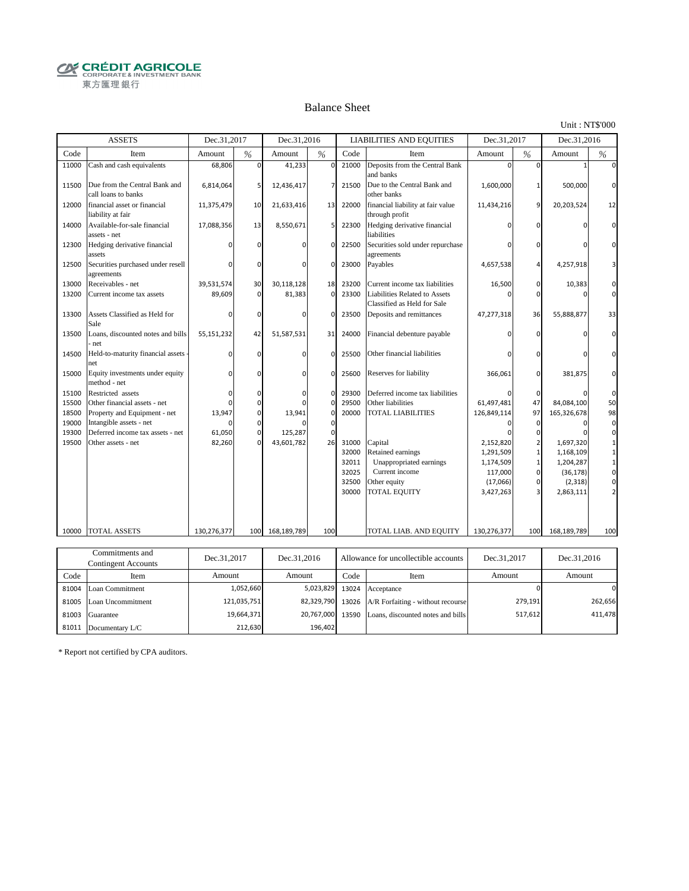CRÉDIT AGRICOLE CORPORATE & INVESTMENT BANK
東方匯理銀行

# Balance Sheet

Unit : NT$'000

| ASSETS | | Dec.31,2017 | | Dec.31,2016 | | LIABILITIES AND EQUITIES | | Dec.31,2017 | | Dec.31,2016 | |
|---|---|---|---|---|---|---|---|---|---|---|---|
| Code | Item | Amount | % | Amount | % | Code | Item | Amount | % | Amount | % |
| 11000 | Cash and cash equivalents | 68,806 | 0 | 41,233 | 0 | 21000 | Deposits from the Central Bank and banks | 0 | 0 | 1 | 0 |
| 11500 | Due from the Central Bank and call loans to banks | 6,814,064 | 5 | 12,436,417 | 7 | 21500 | Due to the Central Bank and other banks | 1,600,000 | 1 | 500,000 | 0 |
| 12000 | financial asset or financial liability at fair | 11,375,479 | 10 | 21,633,416 | 13 | 22000 | financial liability at fair value through profit | 11,434,216 | 9 | 20,203,524 | 12 |
| 14000 | Available-for-sale financial assets - net | 17,088,356 | 13 | 8,550,671 | 5 | 22300 | Hedging derivative financial liabilities | 0 | 0 | 0 | 0 |
| 12300 | Hedging derivative financial assets | 0 | 0 | 0 | 0 | 22500 | Securities sold under repurchase agreements | 0 | 0 | 0 | 0 |
| 12500 | Securities purchased under resell agreements | 0 | 0 | 0 | 0 | 23000 | Payables | 4,657,538 | 4 | 4,257,918 | 3 |
| 13000 | Receivables - net | 39,531,574 | 30 | 30,118,128 | 18 | 23200 | Current income tax liabilities | 16,500 | 0 | 10,383 | 0 |
| 13200 | Current income tax assets | 89,609 | 0 | 81,383 | 0 | 23300 | Liabilities Related to Assets Classified as Held for Sale | 0 | 0 | 0 | 0 |
| 13300 | Assets Classified as Held for Sale | 0 | 0 | 0 | 0 | 23500 | Deposits and remittances | 47,277,318 | 36 | 55,888,877 | 33 |
| 13500 | Loans, discounted notes and bills - net | 55,151,232 | 42 | 51,587,531 | 31 | 24000 | Financial debenture payable | 0 | 0 | 0 | 0 |
| 14500 | Held-to-maturity financial assets - net | 0 | 0 | 0 | 0 | 25500 | Other financial liabilities | 0 | 0 | 0 | 0 |
| 15000 | Equity investments under equity method - net | 0 | 0 | 0 | 0 | 25600 | Reserves for liability | 366,061 | 0 | 381,875 | 0 |
| 15100 | Restricted assets | 0 | 0 | 0 | 0 | 29300 | Deferred income tax liabilities | 0 | 0 | 0 | 0 |
| 15500 | Other financial assets - net | 0 | 0 | 0 | 0 | 29500 | Other liabilities | 61,497,481 | 47 | 84,084,100 | 50 |
| 18500 | Property and Equipment - net | 13,947 | 0 | 13,941 | 0 | 20000 | TOTAL LIABILITIES | 126,849,114 | 97 | 165,326,678 | 98 |
| 19000 | Intangible assets - net | 0 | 0 | 0 | 0 | | | 0 | 0 | 0 | 0 |
| 19300 | Deferred income tax assets - net | 61,050 | 0 | 125,287 | 0 | | | 0 | 0 | 0 | 0 |
| 19500 | Other assets - net | 82,260 | 0 | 43,601,782 | 26 | 31000 | Capital | 2,152,820 | 2 | 1,697,320 | 1 |
| | | | | | | 32000 | Retained earnings | 1,291,509 | 1 | 1,168,109 | 1 |
| | | | | | | 32011 | Unappropriated earnings | 1,174,509 | 1 | 1,204,287 | 1 |
| | | | | | | 32025 | Current income | 117,000 | 0 | (36,178) | 0 |
| | | | | | | 32500 | Other equity | (17,066) | 0 | (2,318) | 0 |
| | | | | | | 30000 | TOTAL EQUITY | 3,427,263 | 3 | 2,863,111 | 2 |
| 10000 | TOTAL ASSETS | 130,276,377 | 100 | 168,189,789 | 100 | | TOTAL LIAB. AND EQUITY | 130,276,377 | 100 | 168,189,789 | 100 |

| Commitments and Contingent Accounts | | Dec.31,2017 | Dec.31,2016 | Allowance for uncollectible accounts | | Dec.31,2017 | Dec.31,2016 |
|---|---|---|---|---|---|---|---|
| Code | Item | Amount | Amount | Code | Item | Amount | Amount |
| 81004 | Loan Commitment | 1,052,660 | 5,023,829 | 13024 | Acceptance | 0 | 0 |
| 81005 | Loan Uncommitment | 121,035,751 | 82,329,790 | 13026 | A/R Forfaiting - without recourse | 279,191 | 262,656 |
| 81003 | Guarantee | 19,664,371 | 20,767,000 | 13590 | Loans, discounted notes and bills | 517,612 | 411,478 |
| 81011 | Documentary L/C | 212,630 | 196,402 | | | | |

* Report not certified by CPA auditors.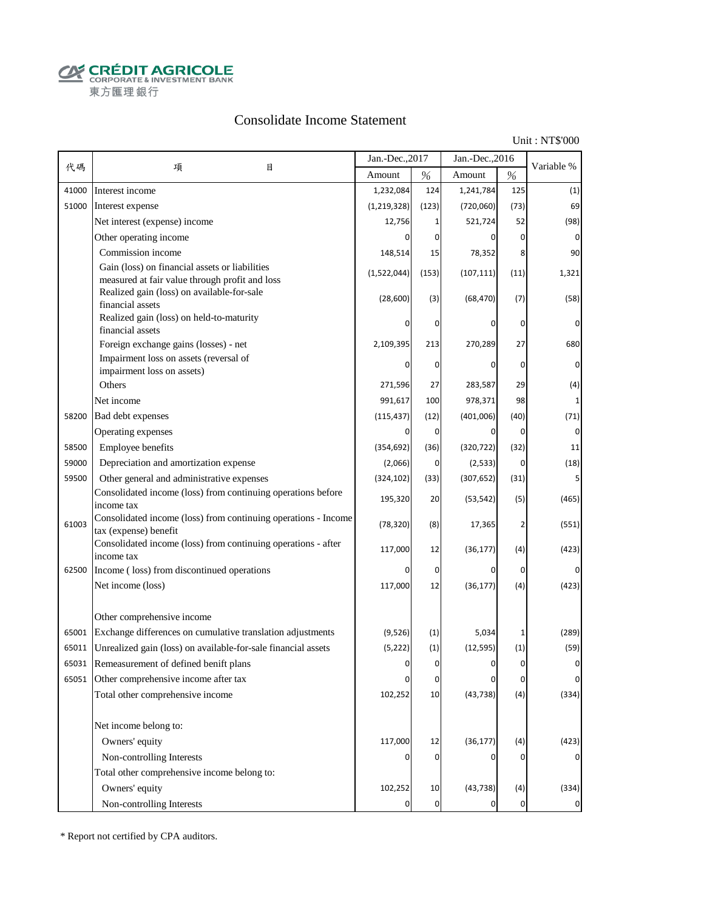CRÉDIT AGRICOLE
CORPORATE & INVESTMENT BANK
東方匯理銀行

# Consolidate Income Statement

Unit : NT$'000

| 代碼 | 項　　目 | Jan.-Dec.,2017 | | Jan.-Dec.,2016 | | Variable % |
|---|---|---|---|---|---|---|
| | | Amount | % | Amount | % | |
| 41000 | Interest income | 1,232,084 | 124 | 1,241,784 | 125 | (1) |
| 51000 | Interest expense | (1,219,328) | (123) | (720,060) | (73) | 69 |
| | Net interest (expense) income | 12,756 | 1 | 521,724 | 52 | (98) |
| | Other operating income | 0 | 0 | 0 | 0 | 0 |
| | Commission income | 148,514 | 15 | 78,352 | 8 | 90 |
| | Gain (loss) on financial assets or liabilities measured at fair value through profit and loss | (1,522,044) | (153) | (107,111) | (11) | 1,321 |
| | Realized gain (loss) on available-for-sale financial assets | (28,600) | (3) | (68,470) | (7) | (58) |
| | Realized gain (loss) on held-to-maturity financial assets | 0 | 0 | 0 | 0 | 0 |
| | Foreign exchange gains (losses) - net | 2,109,395 | 213 | 270,289 | 27 | 680 |
| | Impairment loss on assets (reversal of impairment loss on assets) | 0 | 0 | 0 | 0 | 0 |
| | Others | 271,596 | 27 | 283,587 | 29 | (4) |
| | Net income | 991,617 | 100 | 978,371 | 98 | 1 |
| 58200 | Bad debt expenses | (115,437) | (12) | (401,006) | (40) | (71) |
| | Operating expenses | 0 | 0 | 0 | 0 | 0 |
| 58500 | Employee benefits | (354,692) | (36) | (320,722) | (32) | 11 |
| 59000 | Depreciation and amortization expense | (2,066) | 0 | (2,533) | 0 | (18) |
| 59500 | Other general and administrative expenses | (324,102) | (33) | (307,652) | (31) | 5 |
| | Consolidated income (loss) from continuing operations before income tax | 195,320 | 20 | (53,542) | (5) | (465) |
| 61003 | Consolidated income (loss) from continuing operations - Income tax (expense) benefit | (78,320) | (8) | 17,365 | 2 | (551) |
| | Consolidated income (loss) from continuing operations - after income tax | 117,000 | 12 | (36,177) | (4) | (423) |
| 62500 | Income ( loss) from discontinued operations | 0 | 0 | 0 | 0 | 0 |
| | Net income (loss) | 117,000 | 12 | (36,177) | (4) | (423) |
| | | | | | | |
| | Other comprehensive income | | | | | |
| 65001 | Exchange differences on cumulative translation adjustments | (9,526) | (1) | 5,034 | 1 | (289) |
| 65011 | Unrealized gain (loss) on available-for-sale financial assets | (5,222) | (1) | (12,595) | (1) | (59) |
| 65031 | Remeasurement of defined benift plans | 0 | 0 | 0 | 0 | 0 |
| 65051 | Other comprehensive income after tax | 0 | 0 | 0 | 0 | 0 |
| | Total other comprehensive income | 102,252 | 10 | (43,738) | (4) | (334) |
| | | | | | | |
| | Net income belong to: | | | | | |
| | Owners' equity | 117,000 | 12 | (36,177) | (4) | (423) |
| | Non-controlling Interests | 0 | 0 | 0 | 0 | 0 |
| | Total other comprehensive income belong to: | | | | | |
| | Owners' equity | 102,252 | 10 | (43,738) | (4) | (334) |
| | Non-controlling Interests | 0 | 0 | 0 | 0 | 0 |

* Report not certified by CPA auditors.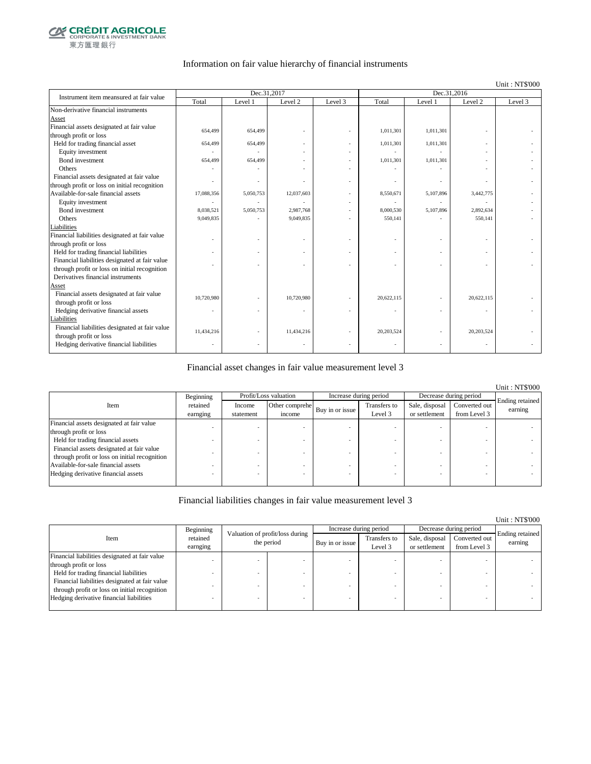CRÉDIT AGRICOLE
CORPORATE & INVESTMENT BANK
東方匯理銀行

## Information on fair value hierarchy of financial instruments

Unit : NT$'000

| Instrument item measured at fair value | Dec.31,2017 | | | | Dec.31,2016 | | | |
|---|---|---|---|---|---|---|---|---|
| | Total | Level 1 | Level 2 | Level 3 | Total | Level 1 | Level 2 | Level 3 |
| Non-derivative financial instruments | | | | | | | | |
| Asset | | | | | | | | |
| Financial assets designated at fair value through profit or loss | 654,499 | 654,499 | - | - | 1,011,301 | 1,011,301 | - | - |
| Held for trading financial asset | 654,499 | 654,499 | - | - | 1,011,301 | 1,011,301 | - | - |
| Equity investment | - | - | - | - | - | - | - | - |
| Bond investment | 654,499 | 654,499 | - | - | 1,011,301 | 1,011,301 | - | - |
| Others | - | - | - | - | - | - | - | - |
| Financial assets designated at fair value through profit or loss on initial recognition | - | - | - | - | - | - | - | - |
| Available-for-sale financial assets | 17,088,356 | 5,050,753 | 12,037,603 | - | 8,550,671 | 5,107,896 | 3,442,775 | - |
| Equity investment | - | - | - | - | - | - | - | - |
| Bond investment | 8,038,521 | 5,050,753 | 2,987,768 | - | 8,000,530 | 5,107,896 | 2,892,634 | - |
| Others | 9,049,835 | - | 9,049,835 | - | 550,141 | - | 550,141 | - |
| Liabilities | | | | | | | | |
| Financial liabilities designated at fair value through profit or loss | - | - | - | - | - | - | - | - |
| Held for trading financial liabilities | - | - | - | - | - | - | - | - |
| Financial liabilities designated at fair value through profit or loss on initial recognition | - | - | - | - | - | - | - | - |
| Derivatives financial instruments | | | | | | | | |
| Asset | | | | | | | | |
| Financial assets designated at fair value through profit or loss | 10,720,980 | - | 10,720,980 | - | 20,622,115 | - | 20,622,115 | - |
| Hedging derivative financial assets | - | - | - | - | - | - | - | - |
| Liabilities | | | | | | | | |
| Financial liabilities designated at fair value through profit or loss | 11,434,216 | - | 11,434,216 | - | 20,203,524 | - | 20,203,524 | - |
| Hedging derivative financial liabilities | - | - | - | - | - | - | - | - |

## Financial asset changes in fair value measurement level 3

Unit : NT$'000

| Item | Beginning retained earnging | Profit/Loss valuation | | Increase during period | | Decrease during period | | Ending retained earning |
|---|---|---|---|---|---|---|---|---|
| | | Income statement | Other comprehe income | Buy in or issue | Transfers to Level 3 | Sale, disposal or settlement | Converted out from Level 3 | |
| Financial assets designated at fair value through profit or loss | - | - | - | - | - | - | - | - |
| Held for trading financial assets | - | - | - | - | - | - | - | - |
| Financial assets designated at fair value through profit or loss on initial recognition | - | - | - | - | - | - | - | - |
| Available-for-sale financial assets | - | - | - | - | - | - | - | - |
| Hedging derivative financial assets | - | - | - | - | - | - | - | - |

## Financial liabilities changes in fair value measurement level 3

Unit : NT$'000

| Item | Beginning retained earnging | Valuation of profit/loss during the period | | Increase during period | | Decrease during period | | Ending retained earning |
|---|---|---|---|---|---|---|---|---|
| | | | | Buy in or issue | Transfers to Level 3 | Sale, disposal or settlement | Converted out from Level 3 | |
| Financial liabilities designated at fair value through profit or loss | - | - | - | - | - | - | - | - |
| Held for trading financial liabilities | - | - | - | - | - | - | - | - |
| Financial liabilities designated at fair value through profit or loss on initial recognition | - | - | - | - | - | - | - | - |
| Hedging derivative financial liabilities | - | - | - | - | - | - | - | - |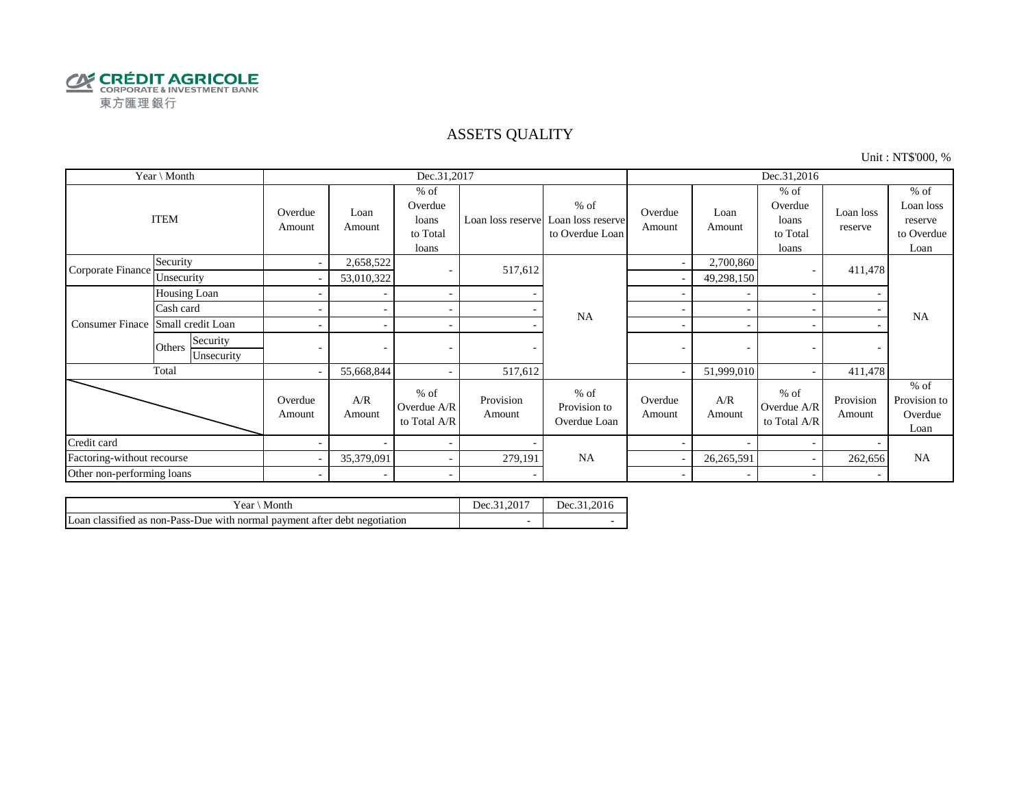CRÉDIT AGRICOLE
CORPORATE & INVESTMENT BANK
東方匯理銀行

# ASSETS QUALITY

Unit : NT$'000, %

| Year \ Month | | | Dec.31,2017 | | | | | Dec.31,2016 | | | | |
|---|---|---|---|---|---|---|---|---|---|---|---|---|
| ITEM | | | Overdue Amount | Loan Amount | % of Overdue loans to Total loans | Loan loss reserve | % of Loan loss reserve to Overdue Loan | Overdue Amount | Loan Amount | % of Overdue loans to Total loans | Loan loss reserve | % of Loan loss reserve to Overdue Loan |
| Corporate Finance | Security | | - | 2,658,522 | - | 517,612 | NA | - | 2,700,860 | - | 411,478 | NA |
| | Unsecurity | | - | 53,010,322 | | | | - | 49,298,150 | | | |
| Consumer Finace | Housing Loan | | - | - | - | - | | - | - | - | - | |
| | Cash card | | - | - | - | - | | - | - | - | - | |
| | Small credit Loan | | - | - | - | - | | - | - | - | - | |
| | Others | Security | - | - | - | - | | - | - | - | - | |
| | | Unsecurity | | | | | | | | | | |
| Total | | | - | 55,668,844 | - | 517,612 | | - | 51,999,010 | - | 411,478 | |
| | | | Overdue Amount | A/R Amount | % of Overdue A/R to Total A/R | Provision Amount | % of Provision to Overdue Loan | Overdue Amount | A/R Amount | % of Overdue A/R to Total A/R | Provision Amount | % of Provision to Overdue Loan |
| Credit card | | | - | - | - | - | NA | - | - | - | - | NA |
| Factoring-without recourse | | | - | 35,379,091 | - | 279,191 | | - | 26,265,591 | - | 262,656 | |
| Other non-performing loans | | | - | - | - | - | | - | - | - | - | |

| Year \ Month | Dec.31,2017 | Dec.31,2016 |
|---|---|---|
| Loan classified as non-Pass-Due with normal payment after debt negotiation | - | - |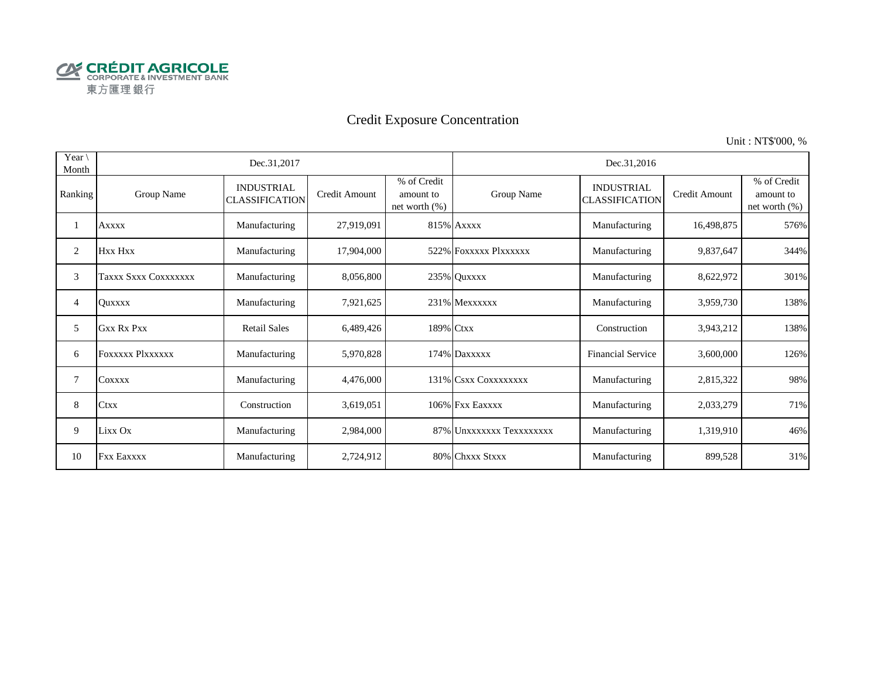CRÉDIT AGRICOLE
CORPORATE & INVESTMENT BANK
東方匯理銀行

# Credit Exposure Concentration

Unit : NT$'000, %

| Year \ Month | Dec.31,2017 | | | | Dec.31,2016 | | | |
|---|---|---|---|---|---|---|---|---|
| Ranking | Group Name | INDUSTRIAL CLASSIFICATION | Credit Amount | % of Credit amount to net worth (%) | Group Name | INDUSTRIAL CLASSIFICATION | Credit Amount | % of Credit amount to net worth (%) |
| 1 | Axxxx | Manufacturing | 27,919,091 | 815% | Axxxx | Manufacturing | 16,498,875 | 576% |
| 2 | Hxx Hxx | Manufacturing | 17,904,000 | 522% | Foxxxxx Plxxxxxx | Manufacturing | 9,837,647 | 344% |
| 3 | Taxxx Sxxx Coxxxxxxx | Manufacturing | 8,056,800 | 235% | Quxxxx | Manufacturing | 8,622,972 | 301% |
| 4 | Quxxxx | Manufacturing | 7,921,625 | 231% | Mexxxxxx | Manufacturing | 3,959,730 | 138% |
| 5 | Gxx Rx Pxx | Retail Sales | 6,489,426 | 189% | Ctxx | Construction | 3,943,212 | 138% |
| 6 | Foxxxxx Plxxxxxx | Manufacturing | 5,970,828 | 174% | Daxxxxx | Financial Service | 3,600,000 | 126% |
| 7 | Coxxxx | Manufacturing | 4,476,000 | 131% | Csxx Coxxxxxxxx | Manufacturing | 2,815,322 | 98% |
| 8 | Ctxx | Construction | 3,619,051 | 106% | Fxx Eaxxxx | Manufacturing | 2,033,279 | 71% |
| 9 | Lixx Ox | Manufacturing | 2,984,000 | 87% | Unxxxxxxx Texxxxxxxx | Manufacturing | 1,319,910 | 46% |
| 10 | Fxx Eaxxxx | Manufacturing | 2,724,912 | 80% | Chxxx Stxxx | Manufacturing | 899,528 | 31% |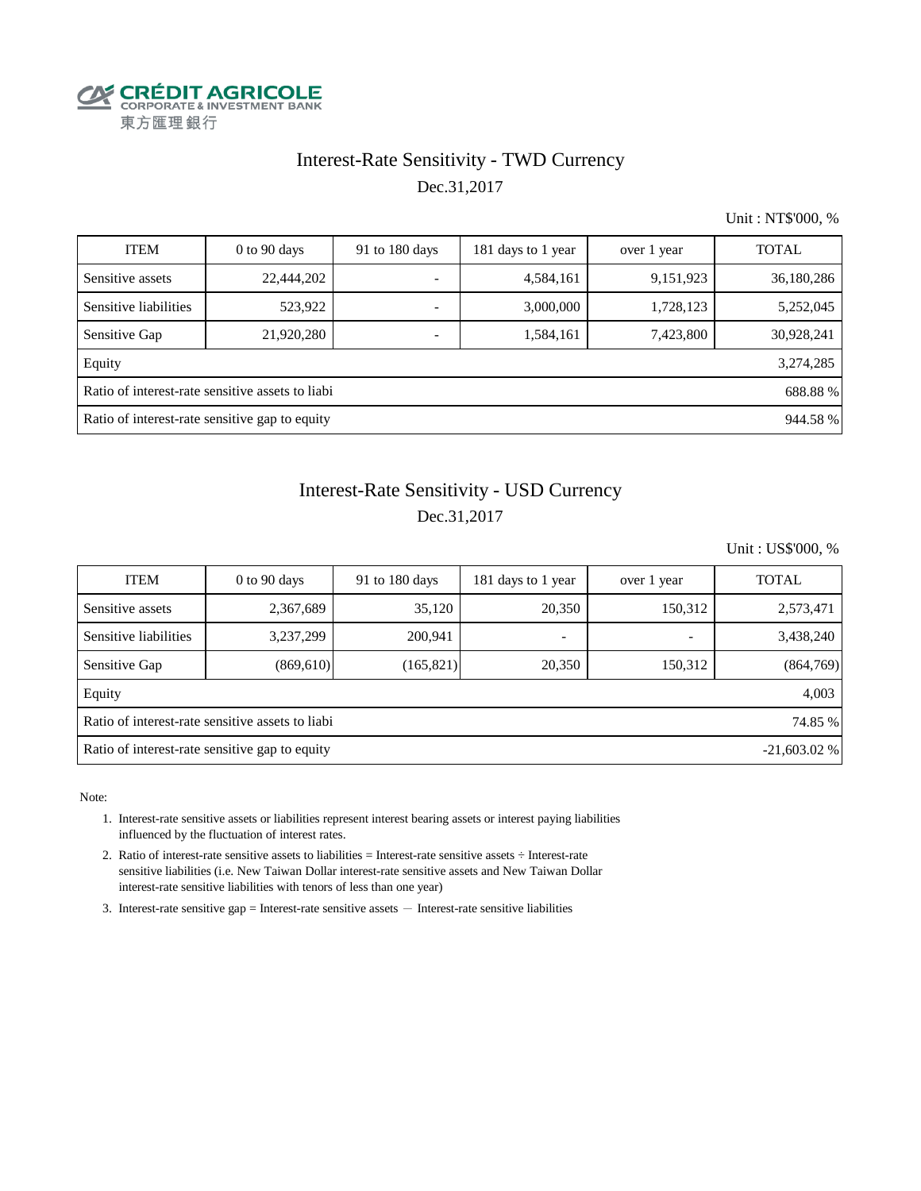CRÉDIT AGRICOLE
CORPORATE & INVESTMENT BANK
東方匯理銀行

# Interest-Rate Sensitivity - TWD Currency

Dec.31,2017

Unit : NT$'000, %

| ITEM | 0 to 90 days | 91 to 180 days | 181 days to 1 year | over 1 year | TOTAL |
|---|---|---|---|---|---|
| Sensitive assets | 22,444,202 | - | 4,584,161 | 9,151,923 | 36,180,286 |
| Sensitive liabilities | 523,922 | - | 3,000,000 | 1,728,123 | 5,252,045 |
| Sensitive Gap | 21,920,280 | - | 1,584,161 | 7,423,800 | 30,928,241 |
| Equity | | | | | 3,274,285 |
| Ratio of interest-rate sensitive assets to liabi | | | | | 688.88 % |
| Ratio of interest-rate sensitive gap to equity | | | | | 944.58 % |

# Interest-Rate Sensitivity - USD Currency

Dec.31,2017

Unit : US$'000, %

| ITEM | 0 to 90 days | 91 to 180 days | 181 days to 1 year | over 1 year | TOTAL |
|---|---|---|---|---|---|
| Sensitive assets | 2,367,689 | 35,120 | 20,350 | 150,312 | 2,573,471 |
| Sensitive liabilities | 3,237,299 | 200,941 | - | - | 3,438,240 |
| Sensitive Gap | (869,610) | (165,821) | 20,350 | 150,312 | (864,769) |
| Equity | | | | | 4,003 |
| Ratio of interest-rate sensitive assets to liabi | | | | | 74.85 % |
| Ratio of interest-rate sensitive gap to equity | | | | | -21,603.02 % |

Note:

1. Interest-rate sensitive assets or liabilities represent interest bearing assets or interest paying liabilities influenced by the fluctuation of interest rates.
2. Ratio of interest-rate sensitive assets to liabilities = Interest-rate sensitive assets ÷ Interest-rate sensitive liabilities (i.e. New Taiwan Dollar interest-rate sensitive assets and New Taiwan Dollar interest-rate sensitive liabilities with tenors of less than one year)
3. Interest-rate sensitive gap = Interest-rate sensitive assets － Interest-rate sensitive liabilities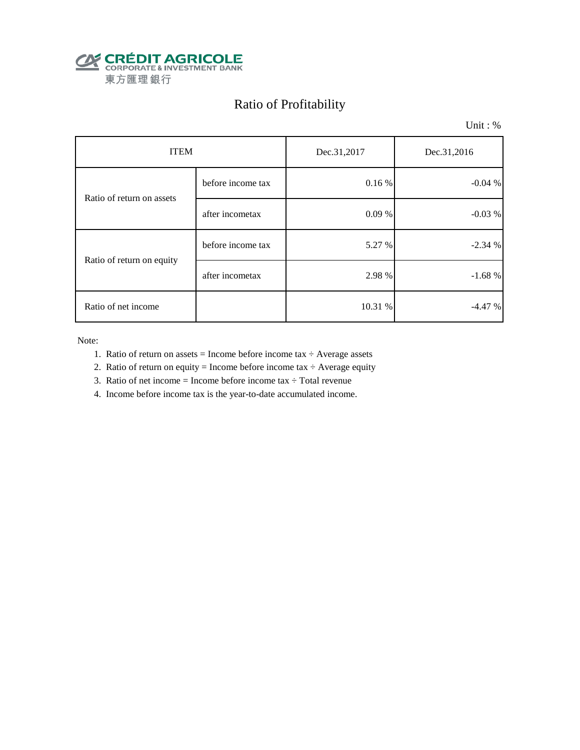CRÉDIT AGRICOLE
CORPORATE & INVESTMENT BANK
東方匯理銀行

# Ratio of Profitability

Unit : %

| ITEM | | Dec.31,2017 | Dec.31,2016 |
|---|---|---|---|
| Ratio of return on assets | before income tax | 0.16 % | -0.04 % |
| | after incometax | 0.09 % | -0.03 % |
| Ratio of return on equity | before income tax | 5.27 % | -2.34 % |
| | after incometax | 2.98 % | -1.68 % |
| Ratio of net income | | 10.31 % | -4.47 % |

Note:

1. Ratio of return on assets = Income before income tax ÷ Average assets
2. Ratio of return on equity = Income before income tax ÷ Average equity
3. Ratio of net income = Income before income tax ÷ Total revenue
4. Income before income tax is the year-to-date accumulated income.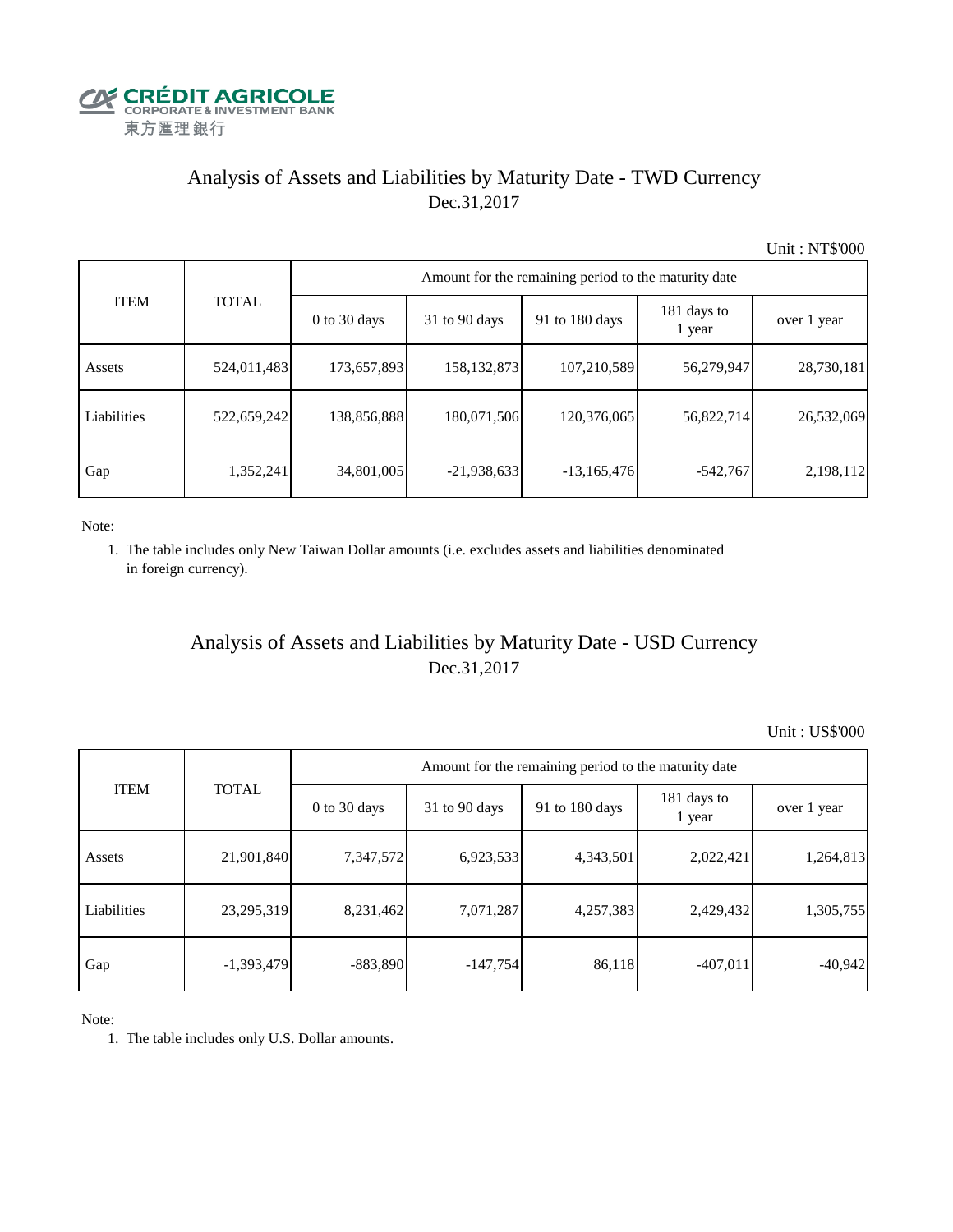CRÉDIT AGRICOLE
CORPORATE & INVESTMENT BANK
東方匯理銀行

## Analysis of Assets and Liabilities by Maturity Date - TWD Currency
Dec.31,2017

Unit : NT$'000

| ITEM | TOTAL | Amount for the remaining period to the maturity date | | | | |
|---|---|---|---|---|---|---|
| | | 0 to 30 days | 31 to 90 days | 91 to 180 days | 181 days to 1 year | over 1 year |
| Assets | 524,011,483 | 173,657,893 | 158,132,873 | 107,210,589 | 56,279,947 | 28,730,181 |
| Liabilities | 522,659,242 | 138,856,888 | 180,071,506 | 120,376,065 | 56,822,714 | 26,532,069 |
| Gap | 1,352,241 | 34,801,005 | -21,938,633 | -13,165,476 | -542,767 | 2,198,112 |

Note:

1. The table includes only New Taiwan Dollar amounts (i.e. excludes assets and liabilities denominated in foreign currency).

## Analysis of Assets and Liabilities by Maturity Date - USD Currency
Dec.31,2017

Unit : US$'000

| ITEM | TOTAL | Amount for the remaining period to the maturity date | | | | |
|---|---|---|---|---|---|---|
| | | 0 to 30 days | 31 to 90 days | 91 to 180 days | 181 days to 1 year | over 1 year |
| Assets | 21,901,840 | 7,347,572 | 6,923,533 | 4,343,501 | 2,022,421 | 1,264,813 |
| Liabilities | 23,295,319 | 8,231,462 | 7,071,287 | 4,257,383 | 2,429,432 | 1,305,755 |
| Gap | -1,393,479 | -883,890 | -147,754 | 86,118 | -407,011 | -40,942 |

Note:

1. The table includes only U.S. Dollar amounts.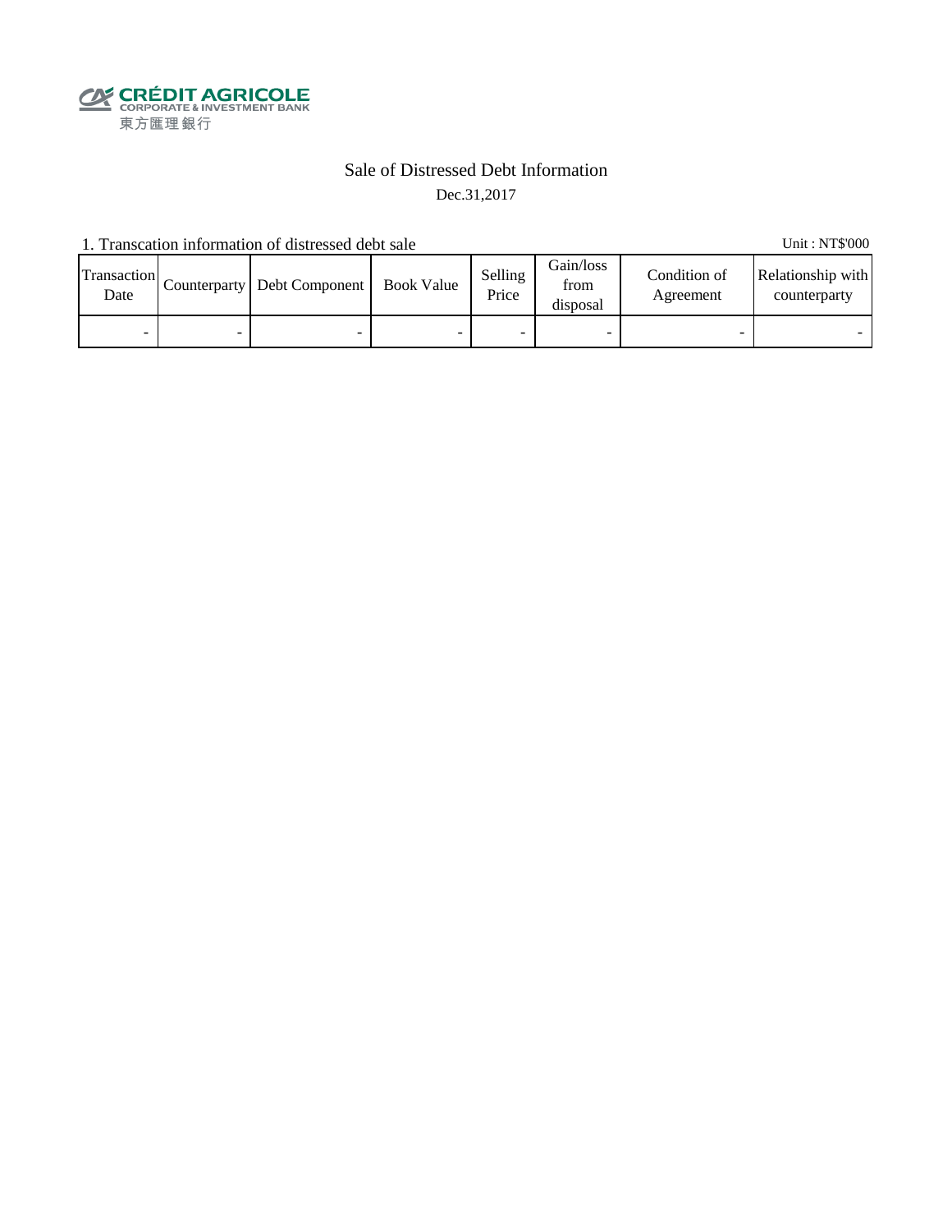CRÉDIT AGRICOLE
CORPORATE & INVESTMENT BANK
東方匯理銀行

# Sale of Distressed Debt Information

Dec.31,2017

1. Transcation information of distressed debt sale

Unit : NT$'000

| Transaction Date | Counterparty | Debt Component | Book Value | Selling Price | Gain/loss from disposal | Condition of Agreement | Relationship with counterparty |
|---|---|---|---|---|---|---|---|
| - | - | - | - | - | - | - | - |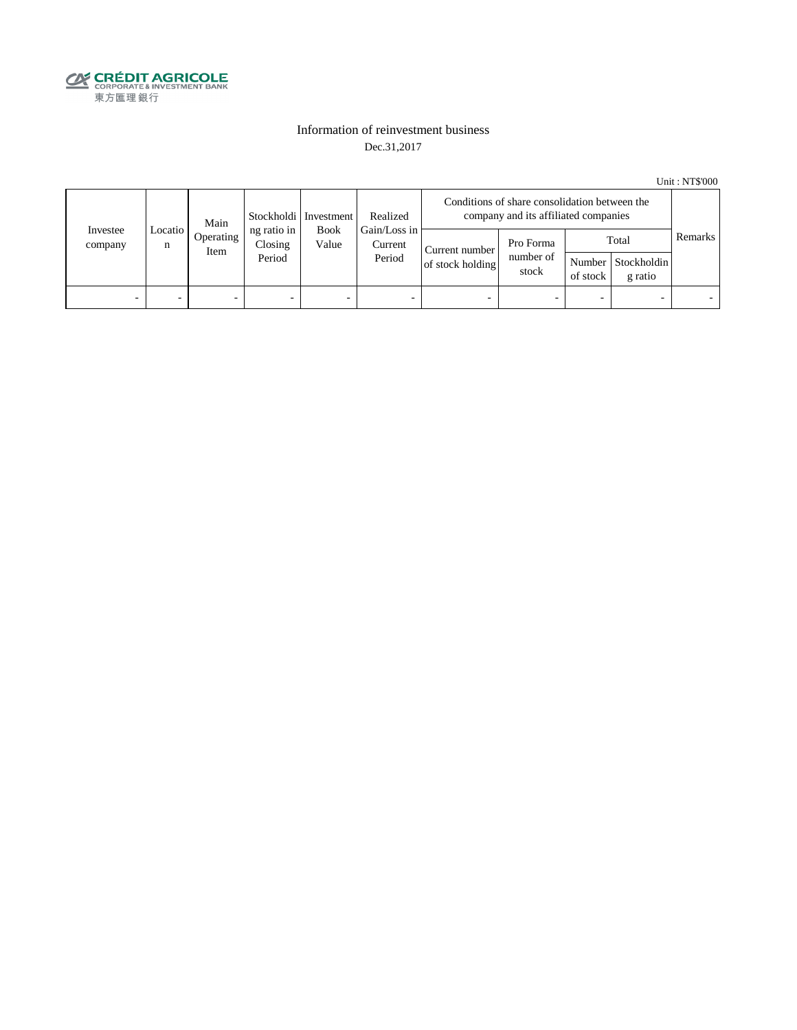CRÉDIT AGRICOLE
CORPORATE & INVESTMENT BANK
東方匯理銀行

# Information of reinvestment business

Dec.31,2017

Unit : NT$'000

| Investee company | Location | Main Operating Item | Stockholding ratio in Closing Period | Investment Book Value | Realized Gain/Loss in Current Period | Conditions of share consolidation between the company and its affiliated companies | | | | Remarks |
|---|---|---|---|---|---|---|---|---|---|---|
| | | | | | | Current number of stock holding | Pro Forma number of stock | Total | | |
| | | | | | | | | Number of stock | Stockholding ratio | |
| - | - | - | - | - | - | - | - | - | - | - |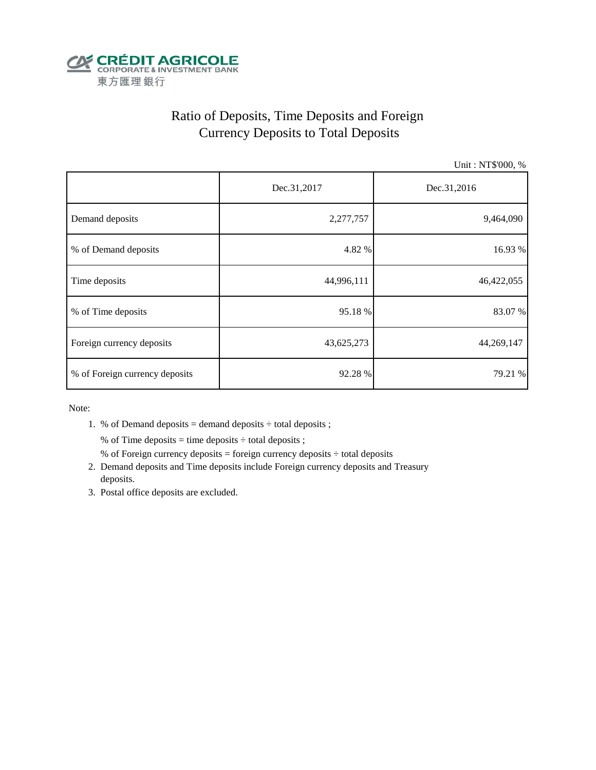CRÉDIT AGRICOLE
CORPORATE & INVESTMENT BANK
東方匯理銀行

# Ratio of Deposits, Time Deposits and Foreign Currency Deposits to Total Deposits

Unit : NT$'000, %

| | Dec.31,2017 | Dec.31,2016 |
|---|---|---|
| Demand deposits | 2,277,757 | 9,464,090 |
| % of Demand deposits | 4.82 % | 16.93 % |
| Time deposits | 44,996,111 | 46,422,055 |
| % of Time deposits | 95.18 % | 83.07 % |
| Foreign currency deposits | 43,625,273 | 44,269,147 |
| % of Foreign currency deposits | 92.28 % | 79.21 % |

Note:

1. % of Demand deposits = demand deposits ÷ total deposits ;
   % of Time deposits = time deposits ÷ total deposits ;
   % of Foreign currency deposits = foreign currency deposits ÷ total deposits
2. Demand deposits and Time deposits include Foreign currency deposits and Treasury deposits.
3. Postal office deposits are excluded.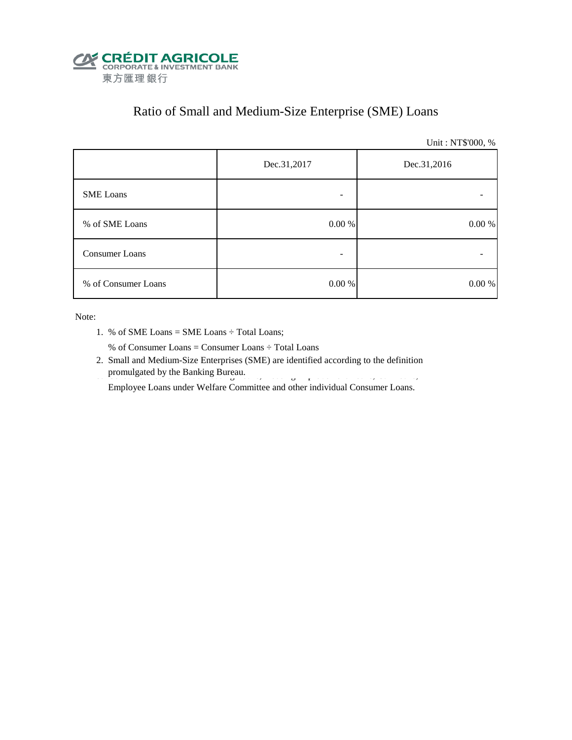CRÉDIT AGRICOLE
CORPORATE & INVESTMENT BANK
東方匯理銀行

# Ratio of Small and Medium-Size Enterprise (SME) Loans

Unit : NT$'000, %

| | Dec.31,2017 | Dec.31,2016 |
|---|---|---|
| SME Loans | - | - |
| % of SME Loans | 0.00 % | 0.00 % |
| Consumer Loans | - | - |
| % of Consumer Loans | 0.00 % | 0.00 % |

Note:

1. % of SME Loans = SME Loans ÷ Total Loans;

   % of Consumer Loans = Consumer Loans ÷ Total Loans

2. Small and Medium-Size Enterprises (SME) are identified according to the definition promulgated by the Banking Bureau.

   Employee Loans under Welfare Committee and other individual Consumer Loans.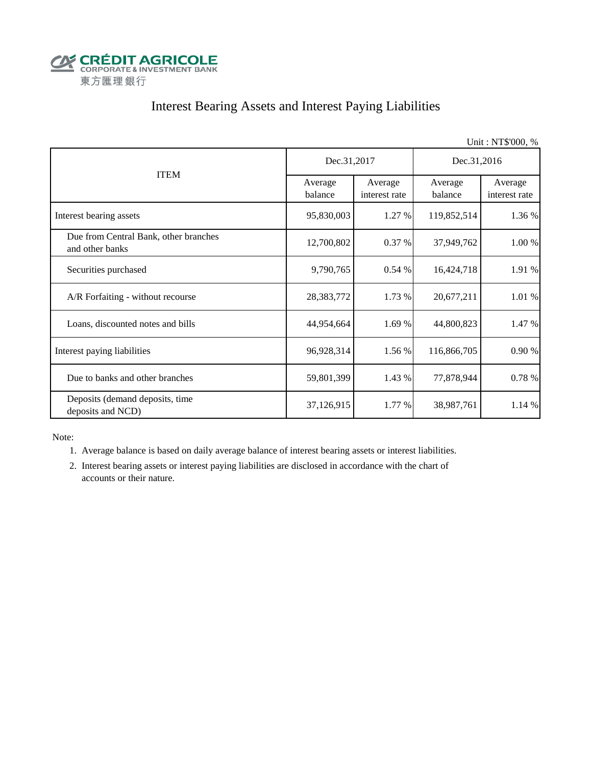CRÉDIT AGRICOLE
CORPORATE & INVESTMENT BANK
東方匯理銀行

# Interest Bearing Assets and Interest Paying Liabilities

Unit : NT$'000, %

| ITEM | Dec.31,2017 | | Dec.31,2016 | |
|---|---|---|---|---|
| | Average balance | Average interest rate | Average balance | Average interest rate |
| Interest bearing assets | 95,830,003 | 1.27 % | 119,852,514 | 1.36 % |
| Due from Central Bank, other branches and other banks | 12,700,802 | 0.37 % | 37,949,762 | 1.00 % |
| Securities purchased | 9,790,765 | 0.54 % | 16,424,718 | 1.91 % |
| A/R Forfaiting - without recourse | 28,383,772 | 1.73 % | 20,677,211 | 1.01 % |
| Loans, discounted notes and bills | 44,954,664 | 1.69 % | 44,800,823 | 1.47 % |
| Interest paying liabilities | 96,928,314 | 1.56 % | 116,866,705 | 0.90 % |
| Due to banks and other branches | 59,801,399 | 1.43 % | 77,878,944 | 0.78 % |
| Deposits (demand deposits, time deposits and NCD) | 37,126,915 | 1.77 % | 38,987,761 | 1.14 % |

Note:

1. Average balance is based on daily average balance of interest bearing assets or interest liabilities.
2. Interest bearing assets or interest paying liabilities are disclosed in accordance with the chart of accounts or their nature.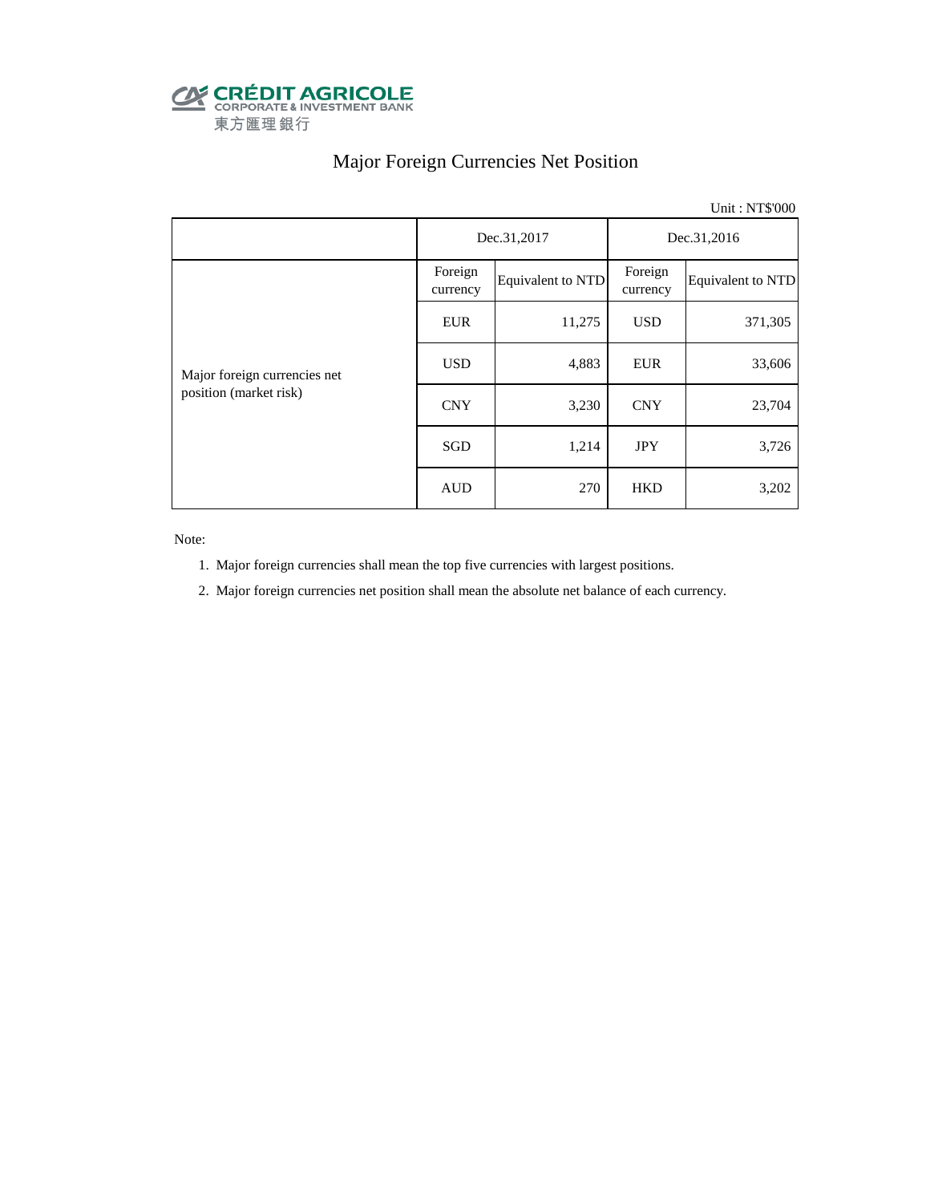CRÉDIT AGRICOLE
CORPORATE & INVESTMENT BANK
東方匯理銀行

# Major Foreign Currencies Net Position

Unit : NT$'000

| | Dec.31,2017 | | Dec.31,2016 | |
|---|---|---|---|---|
| | Foreign currency | Equivalent to NTD | Foreign currency | Equivalent to NTD |
| Major foreign currencies net position (market risk) | EUR | 11,275 | USD | 371,305 |
| | USD | 4,883 | EUR | 33,606 |
| | CNY | 3,230 | CNY | 23,704 |
| | SGD | 1,214 | JPY | 3,726 |
| | AUD | 270 | HKD | 3,202 |

Note:

1. Major foreign currencies shall mean the top five currencies with largest positions.
2. Major foreign currencies net position shall mean the absolute net balance of each currency.